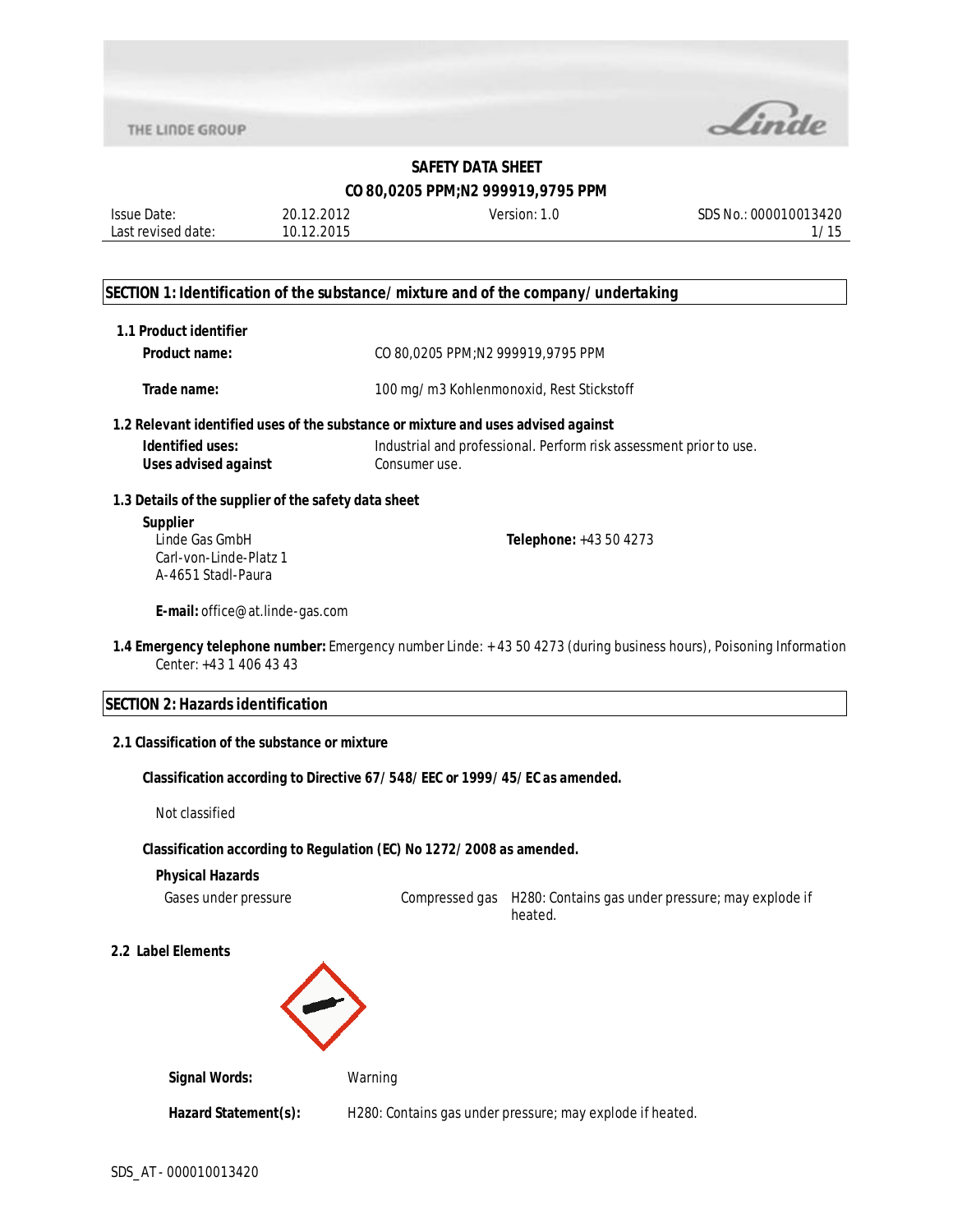# SAFETY DATA SHEET

## CO 80,0205 PPM;N2 999919,9795 PPM

| Issue Date: | 20.12.2012 | Version: 1.0 | SDS No.: 000010013420 |
|---|---|---|---|
| Last revised date: | 10.12.2015 | | |

## SECTION 1: Identification of the substance/mixture and of the company/undertaking

### 1.1 Product identifier

**Product name:** CO 80,0205 PPM;N2 999919,9795 PPM

**Trade name:** 100 mg/m3 Kohlenmonoxid, Rest Stickstoff

### 1.2 Relevant identified uses of the substance or mixture and uses advised against

**Identified uses:** Industrial and professional. Perform risk assessment prior to use.

**Uses advised against** Consumer use.

### 1.3 Details of the supplier of the safety data sheet

**Supplier**

Linde Gas GmbH
Carl-von-Linde-Platz 1
A-4651 Stadl-Paura

**Telephone:** +43 50 4273

**E-mail:** office@at.linde-gas.com

**1.4 Emergency telephone number:** Emergency number Linde: + 43 50 4273 (during business hours), Poisoning Information Center: +43 1 406 43 43

## SECTION 2: Hazards identification

### 2.1 Classification of the substance or mixture

**Classification according to Directive 67/548/EEC or 1999/45/EC as amended.**

Not classified

**Classification according to Regulation (EC) No 1272/2008 as amended.**

**Physical Hazards**

| Gases under pressure | Compressed gas | H280: Contains gas under pressure; may explode if heated. |
|---|---|---|

### 2.2 Label Elements

**Signal Words:** Warning

**Hazard Statement(s):** H280: Contains gas under pressure; may explode if heated.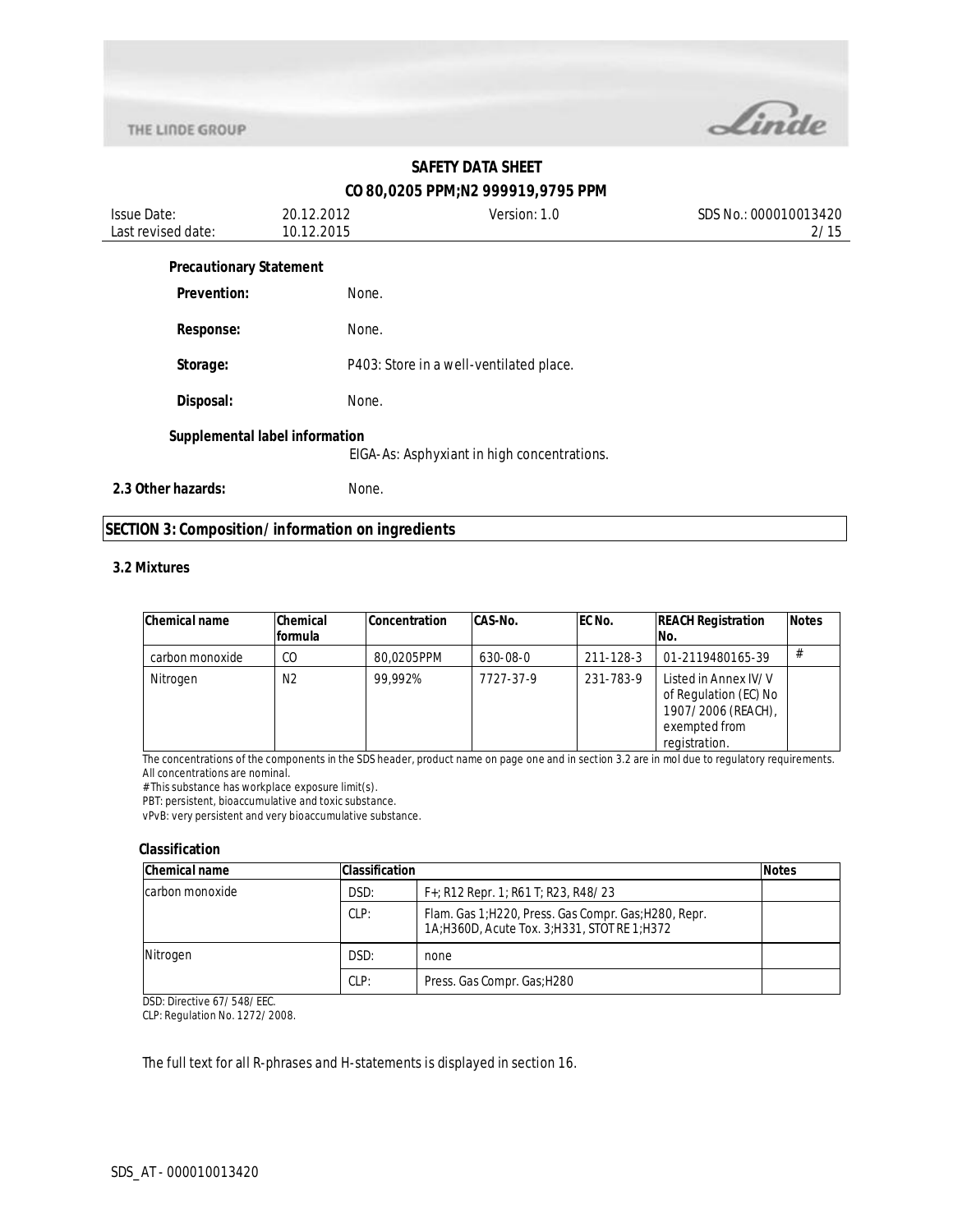**Precautionary Statement**

**Prevention:** None.

**Response:** None.

**Storage:** P403: Store in a well-ventilated place.

**Disposal:** None.

**Supplemental label information**

EIGA-As: Asphyxiant in high concentrations.

**2.3 Other hazards:** None.

## SECTION 3: Composition/information on ingredients

### 3.2 Mixtures

| Chemical name | Chemical formula | Concentration | CAS-No. | EC No. | REACH Registration No. | Notes |
|---|---|---|---|---|---|---|
| carbon monoxide | CO | 80,0205PPM | 630-08-0 | 211-128-3 | 01-2119480165-39 | # |
| Nitrogen | N2 | 99,992% | 7727-37-9 | 231-783-9 | Listed in Annex IV/V of Regulation (EC) No 1907/2006 (REACH), exempted from registration. | |

The concentrations of the components in the SDS header, product name on page one and in section 3.2 are in mol due to regulatory requirements.
All concentrations are nominal.
# This substance has workplace exposure limit(s).
PBT: persistent, bioaccumulative and toxic substance.
vPvB: very persistent and very bioaccumulative substance.

### Classification

| Chemical name | Classification | | Notes |
|---|---|---|---|
| carbon monoxide | DSD: | F+; R12 Repr. 1; R61 T; R23, R48/23 | |
| | CLP: | Flam. Gas 1;H220, Press. Gas Compr. Gas;H280, Repr. 1A;H360D, Acute Tox. 3;H331, STOT RE 1;H372 | |
| Nitrogen | DSD: | none | |
| | CLP: | Press. Gas Compr. Gas;H280 | |

DSD: Directive 67/548/EEC.
CLP: Regulation No. 1272/2008.

The full text for all R-phrases and H-statements is displayed in section 16.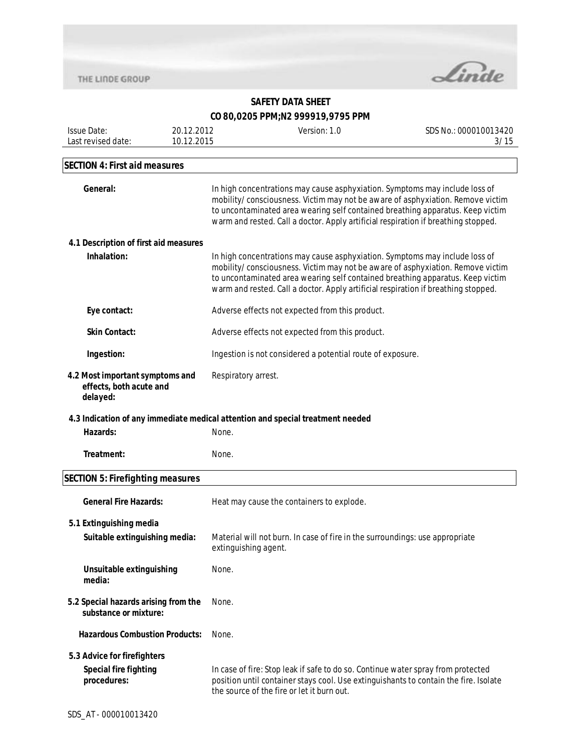## SECTION 4: First aid measures

**General:** In high concentrations may cause asphyxiation. Symptoms may include loss of mobility/consciousness. Victim may not be aware of asphyxiation. Remove victim to uncontaminated area wearing self contained breathing apparatus. Keep victim warm and rested. Call a doctor. Apply artificial respiration if breathing stopped.

### 4.1 Description of first aid measures

**Inhalation:** In high concentrations may cause asphyxiation. Symptoms may include loss of mobility/consciousness. Victim may not be aware of asphyxiation. Remove victim to uncontaminated area wearing self contained breathing apparatus. Keep victim warm and rested. Call a doctor. Apply artificial respiration if breathing stopped.

**Eye contact:** Adverse effects not expected from this product.

**Skin Contact:** Adverse effects not expected from this product.

**Ingestion:** Ingestion is not considered a potential route of exposure.

### 4.2 Most important symptoms and effects, both acute and delayed:

Respiratory arrest.

### 4.3 Indication of any immediate medical attention and special treatment needed

**Hazards:** None.

**Treatment:** None.

## SECTION 5: Firefighting measures

**General Fire Hazards:** Heat may cause the containers to explode.

### 5.1 Extinguishing media

**Suitable extinguishing media:** Material will not burn. In case of fire in the surroundings: use appropriate extinguishing agent.

**Unsuitable extinguishing media:** None.

### 5.2 Special hazards arising from the substance or mixture:

None.

**Hazardous Combustion Products:** None.

### 5.3 Advice for firefighters

**Special fire fighting procedures:** In case of fire: Stop leak if safe to do so. Continue water spray from protected position until container stays cool. Use extinguishants to contain the fire. Isolate the source of the fire or let it burn out.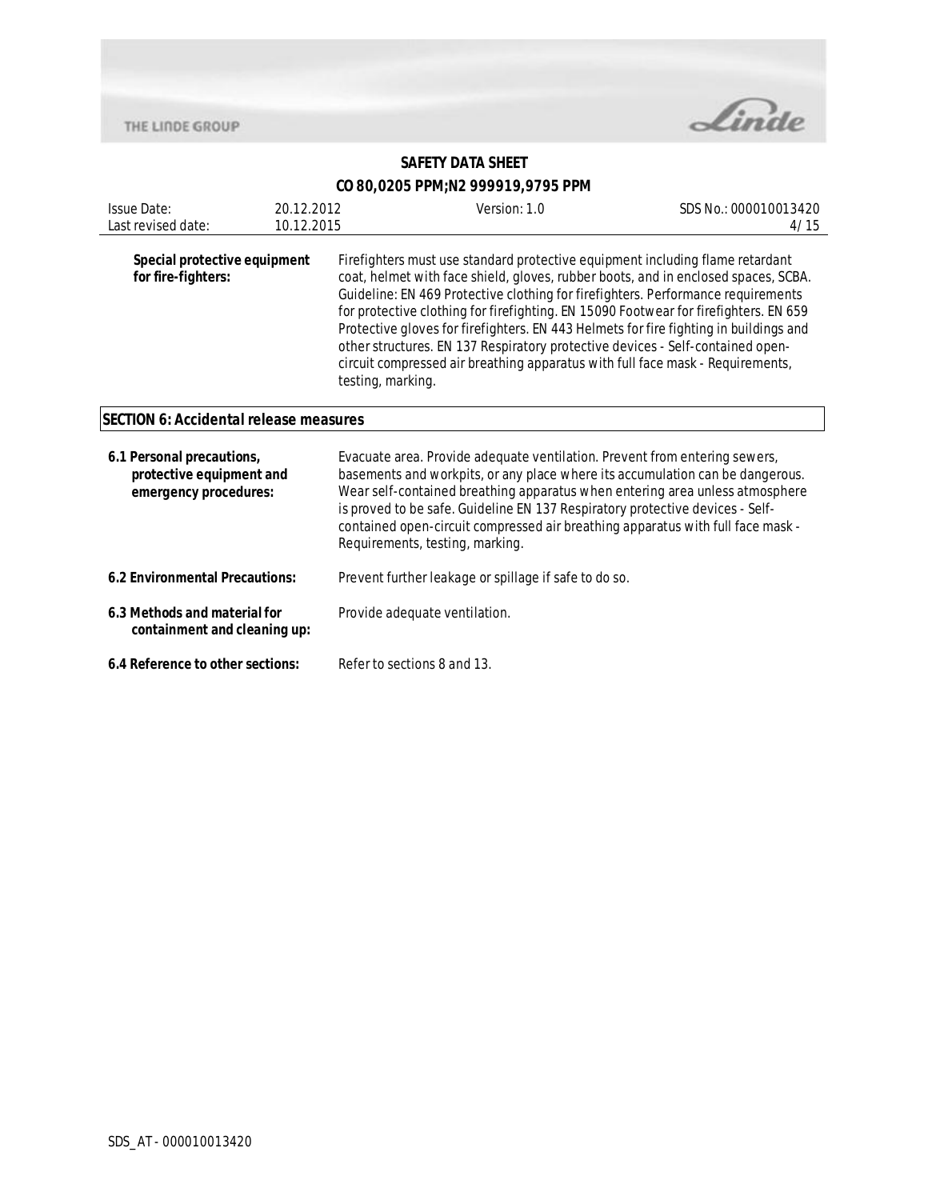**Special protective equipment for fire-fighters:** Firefighters must use standard protective equipment including flame retardant coat, helmet with face shield, gloves, rubber boots, and in enclosed spaces, SCBA. Guideline: EN 469 Protective clothing for firefighters. Performance requirements for protective clothing for firefighting. EN 15090 Footwear for firefighters. EN 659 Protective gloves for firefighters. EN 443 Helmets for fire fighting in buildings and other structures. EN 137 Respiratory protective devices - Self-contained open-circuit compressed air breathing apparatus with full face mask - Requirements, testing, marking.

## SECTION 6: Accidental release measures

**6.1 Personal precautions, protective equipment and emergency procedures:** Evacuate area. Provide adequate ventilation. Prevent from entering sewers, basements and workpits, or any place where its accumulation can be dangerous. Wear self-contained breathing apparatus when entering area unless atmosphere is proved to be safe. Guideline EN 137 Respiratory protective devices - Self-contained open-circuit compressed air breathing apparatus with full face mask - Requirements, testing, marking.

**6.2 Environmental Precautions:** Prevent further leakage or spillage if safe to do so.

**6.3 Methods and material for containment and cleaning up:** Provide adequate ventilation.

**6.4 Reference to other sections:** Refer to sections 8 and 13.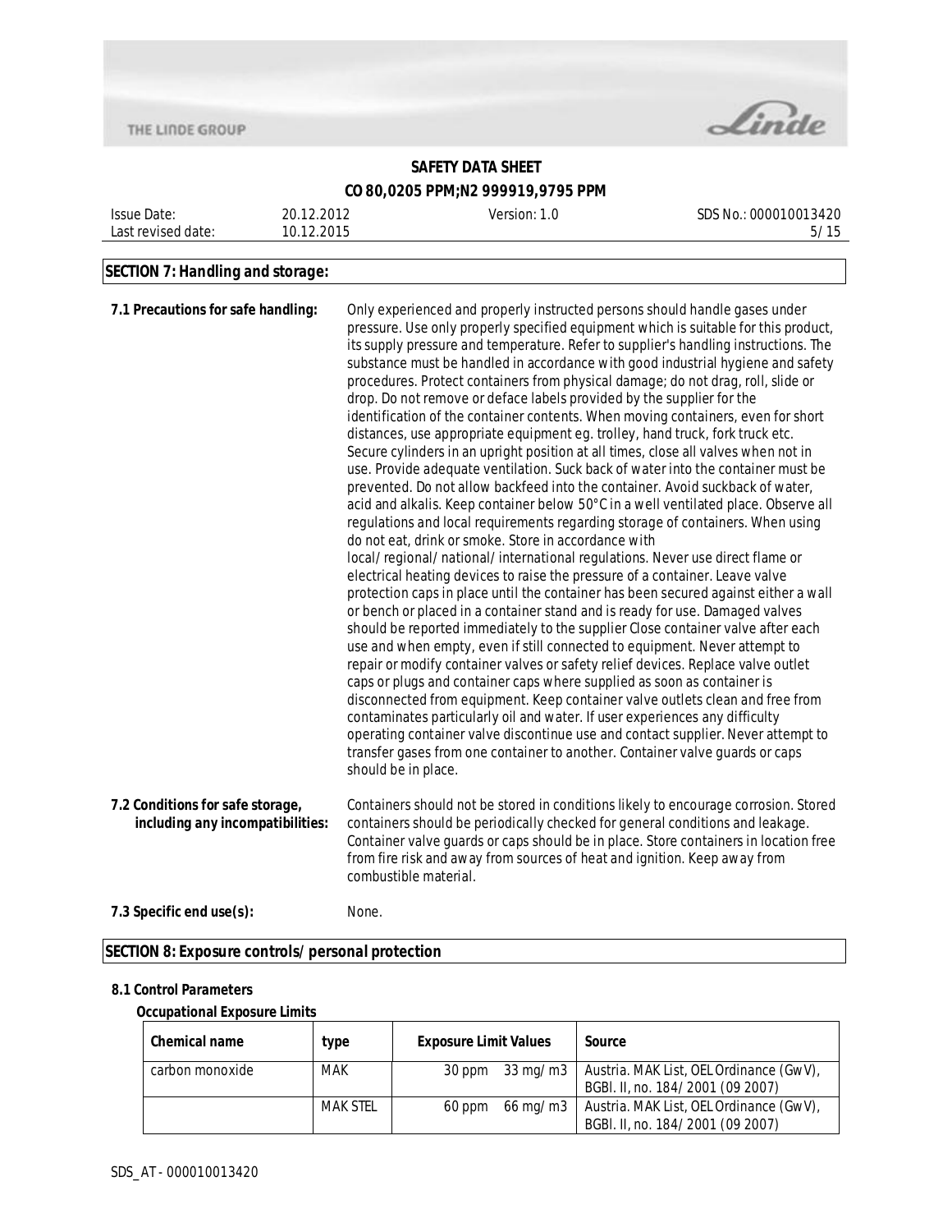## SECTION 7: Handling and storage:

**7.1 Precautions for safe handling:** Only experienced and properly instructed persons should handle gases under pressure. Use only properly specified equipment which is suitable for this product, its supply pressure and temperature. Refer to supplier's handling instructions. The substance must be handled in accordance with good industrial hygiene and safety procedures. Protect containers from physical damage; do not drag, roll, slide or drop. Do not remove or deface labels provided by the supplier for the identification of the container contents. When moving containers, even for short distances, use appropriate equipment eg. trolley, hand truck, fork truck etc. Secure cylinders in an upright position at all times, close all valves when not in use. Provide adequate ventilation. Suck back of water into the container must be prevented. Do not allow backfeed into the container. Avoid suckback of water, acid and alkalis. Keep container below 50°C in a well ventilated place. Observe all regulations and local requirements regarding storage of containers. When using do not eat, drink or smoke. Store in accordance with local/regional/national/international regulations. Never use direct flame or electrical heating devices to raise the pressure of a container. Leave valve protection caps in place until the container has been secured against either a wall or bench or placed in a container stand and is ready for use. Damaged valves should be reported immediately to the supplier Close container valve after each use and when empty, even if still connected to equipment. Never attempt to repair or modify container valves or safety relief devices. Replace valve outlet caps or plugs and container caps where supplied as soon as container is disconnected from equipment. Keep container valve outlets clean and free from contaminates particularly oil and water. If user experiences any difficulty operating container valve discontinue use and contact supplier. Never attempt to transfer gases from one container to another. Container valve guards or caps should be in place.

**7.2 Conditions for safe storage, including any incompatibilities:** Containers should not be stored in conditions likely to encourage corrosion. Stored containers should be periodically checked for general conditions and leakage. Container valve guards or caps should be in place. Store containers in location free from fire risk and away from sources of heat and ignition. Keep away from combustible material.

**7.3 Specific end use(s):** None.

## SECTION 8: Exposure controls/personal protection

### 8.1 Control Parameters

**Occupational Exposure Limits**

| Chemical name | type | Exposure Limit Values | | Source |
|---|---|---|---|---|
| carbon monoxide | MAK | 30 ppm | 33 mg/m3 | Austria. MAK List, OEL Ordinance (GwV), BGBl. II, no. 184/2001 (09 2007) |
| | MAK STEL | 60 ppm | 66 mg/m3 | Austria. MAK List, OEL Ordinance (GwV), BGBl. II, no. 184/2001 (09 2007) |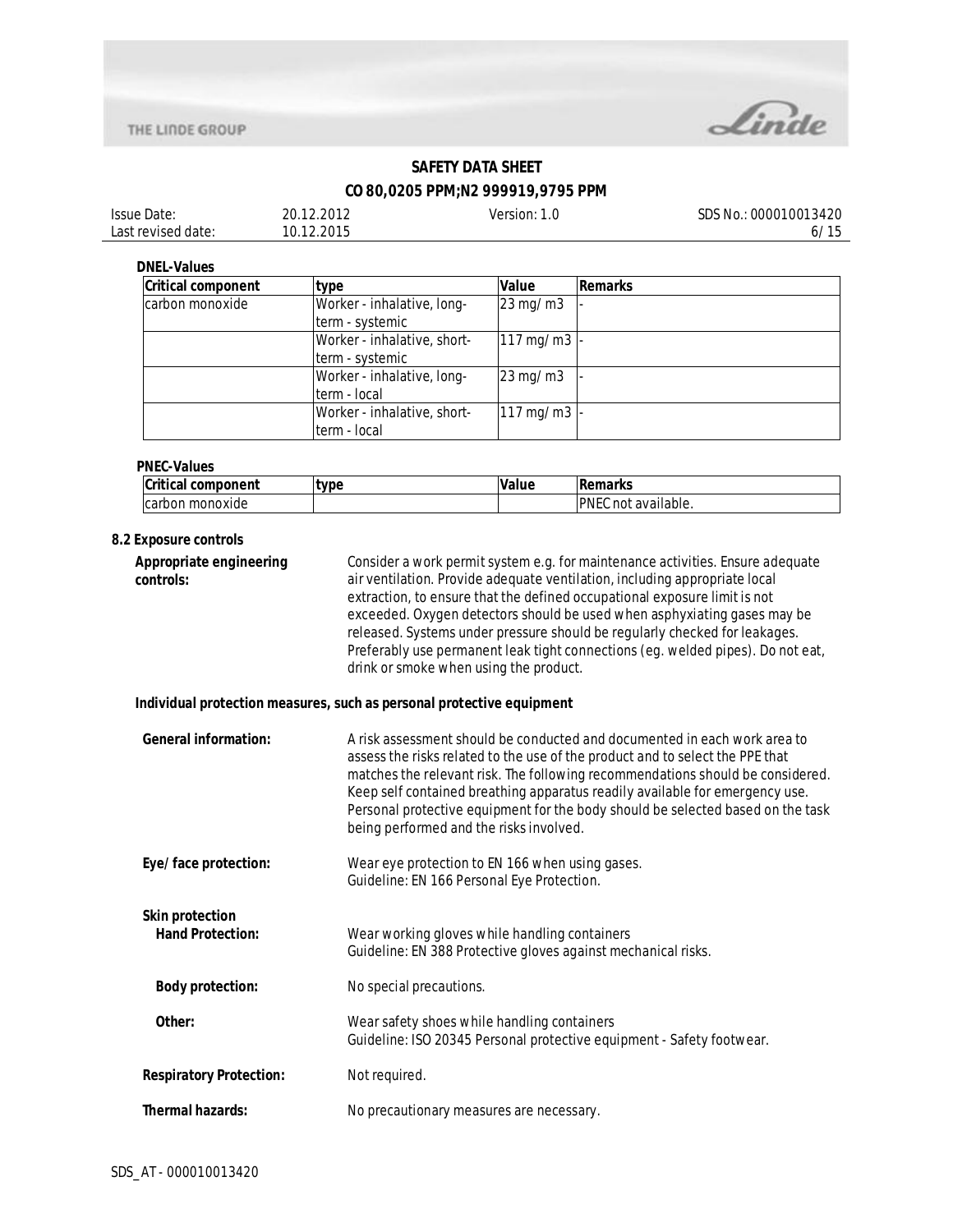**DNEL-Values**

| Critical component | type | Value | Remarks |
|---|---|---|---|
| carbon monoxide | Worker - inhalative, long-term - systemic | 23 mg/m3 | - |
| | Worker - inhalative, short-term - systemic | 117 mg/m3 | - |
| | Worker - inhalative, long-term - local | 23 mg/m3 | - |
| | Worker - inhalative, short-term - local | 117 mg/m3 | - |

**PNEC-Values**

| Critical component | type | Value | Remarks |
|---|---|---|---|
| carbon monoxide | | | PNEC not available. |

## 8.2 Exposure controls

**Appropriate engineering controls:** Consider a work permit system e.g. for maintenance activities. Ensure adequate air ventilation. Provide adequate ventilation, including appropriate local extraction, to ensure that the defined occupational exposure limit is not exceeded. Oxygen detectors should be used when asphyxiating gases may be released. Systems under pressure should be regularly checked for leakages. Preferably use permanent leak tight connections (eg. welded pipes). Do not eat, drink or smoke when using the product.

**Individual protection measures, such as personal protective equipment**

**General information:** A risk assessment should be conducted and documented in each work area to assess the risks related to the use of the product and to select the PPE that matches the relevant risk. The following recommendations should be considered. Keep self contained breathing apparatus readily available for emergency use. Personal protective equipment for the body should be selected based on the task being performed and the risks involved.

**Eye/face protection:** Wear eye protection to EN 166 when using gases.
Guideline: EN 166 Personal Eye Protection.

**Skin protection**

**Hand Protection:** Wear working gloves while handling containers
Guideline: EN 388 Protective gloves against mechanical risks.

**Body protection:** No special precautions.

**Other:** Wear safety shoes while handling containers
Guideline: ISO 20345 Personal protective equipment - Safety footwear.

**Respiratory Protection:** Not required.

**Thermal hazards:** No precautionary measures are necessary.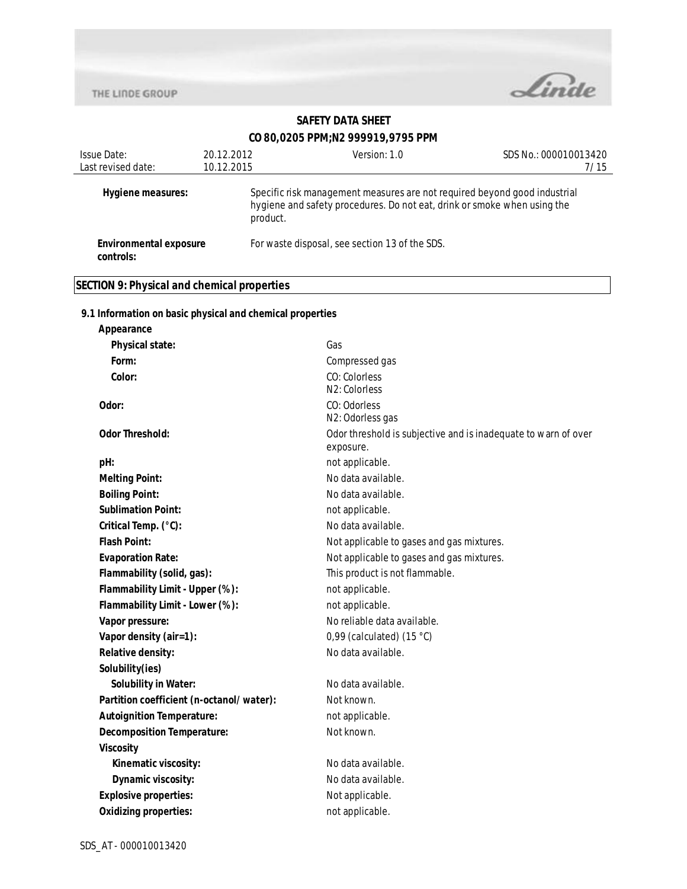| | |
|---|---|
| **Hygiene measures:** | Specific risk management measures are not required beyond good industrial hygiene and safety procedures. Do not eat, drink or smoke when using the product. |
| **Environmental exposure controls:** | For waste disposal, see section 13 of the SDS. |

## SECTION 9: Physical and chemical properties

### 9.1 Information on basic physical and chemical properties

| | |
|---|---|
| **Appearance** | |
| **Physical state:** | Gas |
| **Form:** | Compressed gas |
| **Color:** | CO: Colorless<br>N2: Colorless |
| **Odor:** | CO: Odorless<br>N2: Odorless gas |
| **Odor Threshold:** | Odor threshold is subjective and is inadequate to warn of over exposure. |
| **pH:** | not applicable. |
| **Melting Point:** | No data available. |
| **Boiling Point:** | No data available. |
| **Sublimation Point:** | not applicable. |
| **Critical Temp. (°C):** | No data available. |
| **Flash Point:** | Not applicable to gases and gas mixtures. |
| **Evaporation Rate:** | Not applicable to gases and gas mixtures. |
| **Flammability (solid, gas):** | This product is not flammable. |
| **Flammability Limit - Upper (%):** | not applicable. |
| **Flammability Limit - Lower (%):** | not applicable. |
| **Vapor pressure:** | No reliable data available. |
| **Vapor density (air=1):** | 0,99 (calculated) (15 °C) |
| **Relative density:** | No data available. |
| **Solubility(ies)** | |
| **Solubility in Water:** | No data available. |
| **Partition coefficient (n-octanol/ water):** | Not known. |
| **Autoignition Temperature:** | not applicable. |
| **Decomposition Temperature:** | Not known. |
| **Viscosity** | |
| **Kinematic viscosity:** | No data available. |
| **Dynamic viscosity:** | No data available. |
| **Explosive properties:** | Not applicable. |
| **Oxidizing properties:** | not applicable. |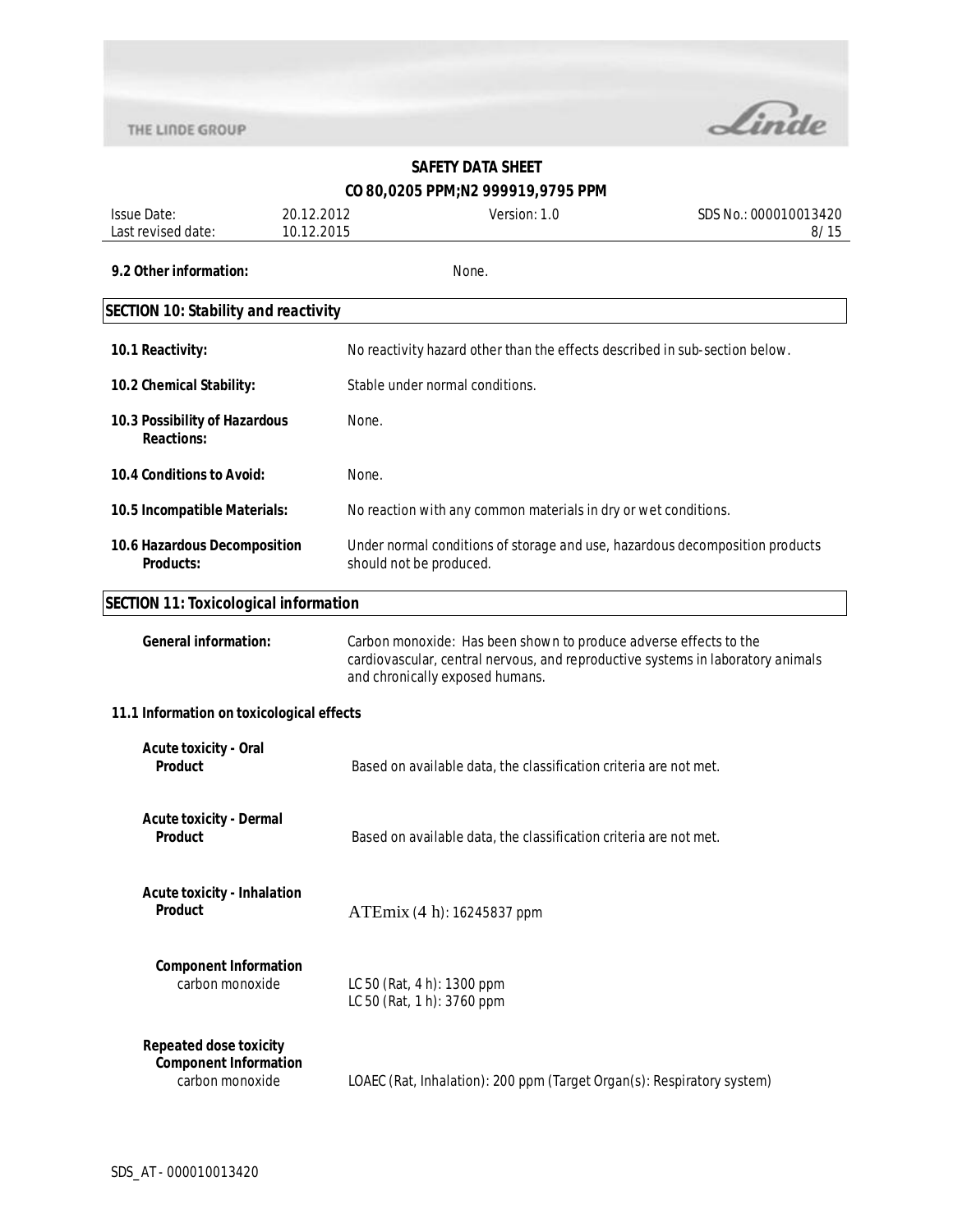**9.2 Other information:** None.

## SECTION 10: Stability and reactivity

**10.1 Reactivity:** No reactivity hazard other than the effects described in sub-section below.

**10.2 Chemical Stability:** Stable under normal conditions.

**10.3 Possibility of Hazardous Reactions:** None.

**10.4 Conditions to Avoid:** None.

**10.5 Incompatible Materials:** No reaction with any common materials in dry or wet conditions.

**10.6 Hazardous Decomposition Products:** Under normal conditions of storage and use, hazardous decomposition products should not be produced.

## SECTION 11: Toxicological information

**General information:** Carbon monoxide: Has been shown to produce adverse effects to the cardiovascular, central nervous, and reproductive systems in laboratory animals and chronically exposed humans.

### 11.1 Information on toxicological effects

**Acute toxicity - Oral**
**Product** Based on available data, the classification criteria are not met.

**Acute toxicity - Dermal**
**Product** Based on available data, the classification criteria are not met.

**Acute toxicity - Inhalation**
**Product** ATEmix (4 h): 16245837 ppm

**Component Information**
carbon monoxide LC 50 (Rat, 4 h): 1300 ppm
LC 50 (Rat, 1 h): 3760 ppm

**Repeated dose toxicity**
**Component Information**
carbon monoxide LOAEC (Rat, Inhalation): 200 ppm (Target Organ(s): Respiratory system)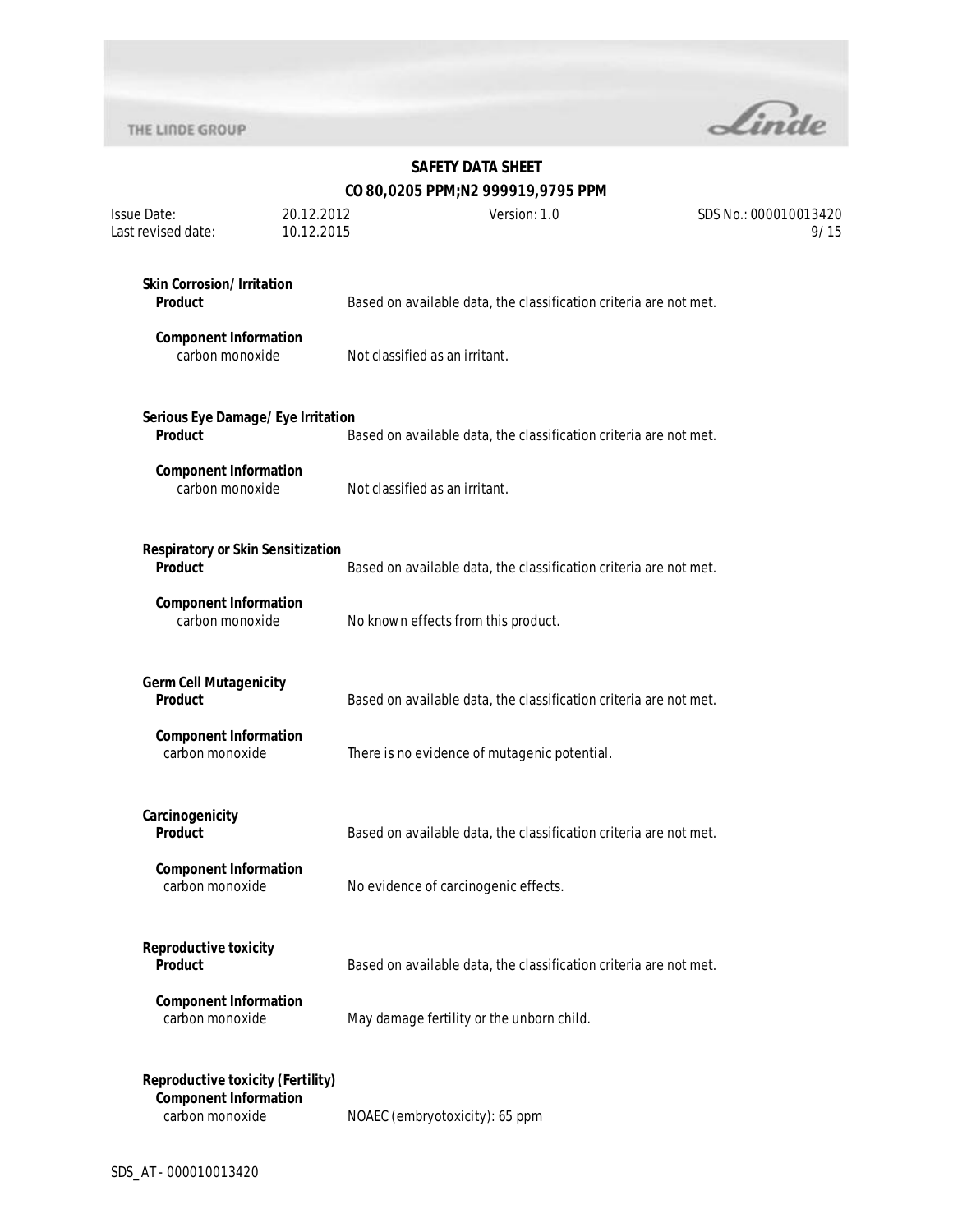**Skin Corrosion/ Irritation**

| | |
|---|---|
| **Product** | Based on available data, the classification criteria are not met. |
| **Component Information** | |
| carbon monoxide | Not classified as an irritant. |

**Serious Eye Damage/ Eye Irritation**

| | |
|---|---|
| **Product** | Based on available data, the classification criteria are not met. |
| **Component Information** | |
| carbon monoxide | Not classified as an irritant. |

**Respiratory or Skin Sensitization**

| | |
|---|---|
| **Product** | Based on available data, the classification criteria are not met. |
| **Component Information** | |
| carbon monoxide | No known effects from this product. |

**Germ Cell Mutagenicity**

| | |
|---|---|
| **Product** | Based on available data, the classification criteria are not met. |
| **Component Information** | |
| carbon monoxide | There is no evidence of mutagenic potential. |

**Carcinogenicity**

| | |
|---|---|
| **Product** | Based on available data, the classification criteria are not met. |
| **Component Information** | |
| carbon monoxide | No evidence of carcinogenic effects. |

**Reproductive toxicity**

| | |
|---|---|
| **Product** | Based on available data, the classification criteria are not met. |
| **Component Information** | |
| carbon monoxide | May damage fertility or the unborn child. |

**Reproductive toxicity (Fertility)**

| | |
|---|---|
| **Component Information** | |
| carbon monoxide | NOAEC (embryotoxicity): 65 ppm |

SDS_AT - 000010013420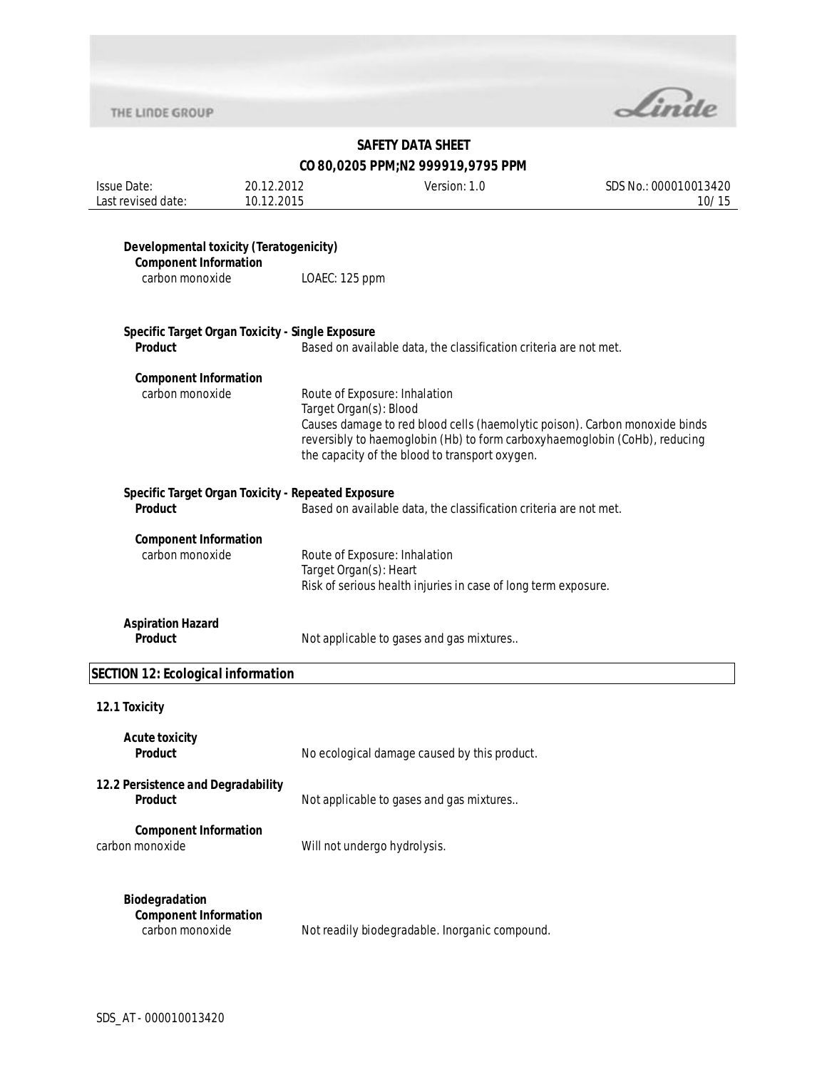**Developmental toxicity (Teratogenicity)**

**Component Information**

carbon monoxide — LOAEC: 125 ppm

**Specific Target Organ Toxicity - Single Exposure**

**Product** — Based on available data, the classification criteria are not met.

**Component Information**

carbon monoxide — Route of Exposure: Inhalation
Target Organ(s): Blood
Causes damage to red blood cells (haemolytic poison). Carbon monoxide binds reversibly to haemoglobin (Hb) to form carboxyhaemoglobin (CoHb), reducing the capacity of the blood to transport oxygen.

**Specific Target Organ Toxicity - Repeated Exposure**

**Product** — Based on available data, the classification criteria are not met.

**Component Information**

carbon monoxide — Route of Exposure: Inhalation
Target Organ(s): Heart
Risk of serious health injuries in case of long term exposure.

**Aspiration Hazard**

**Product** — Not applicable to gases and gas mixtures..

## SECTION 12: Ecological information

### 12.1 Toxicity

**Acute toxicity**

**Product** — No ecological damage caused by this product.

### 12.2 Persistence and Degradability

**Product** — Not applicable to gases and gas mixtures..

**Component Information**

carbon monoxide — Will not undergo hydrolysis.

**Biodegradation**

**Component Information**

carbon monoxide — Not readily biodegradable. Inorganic compound.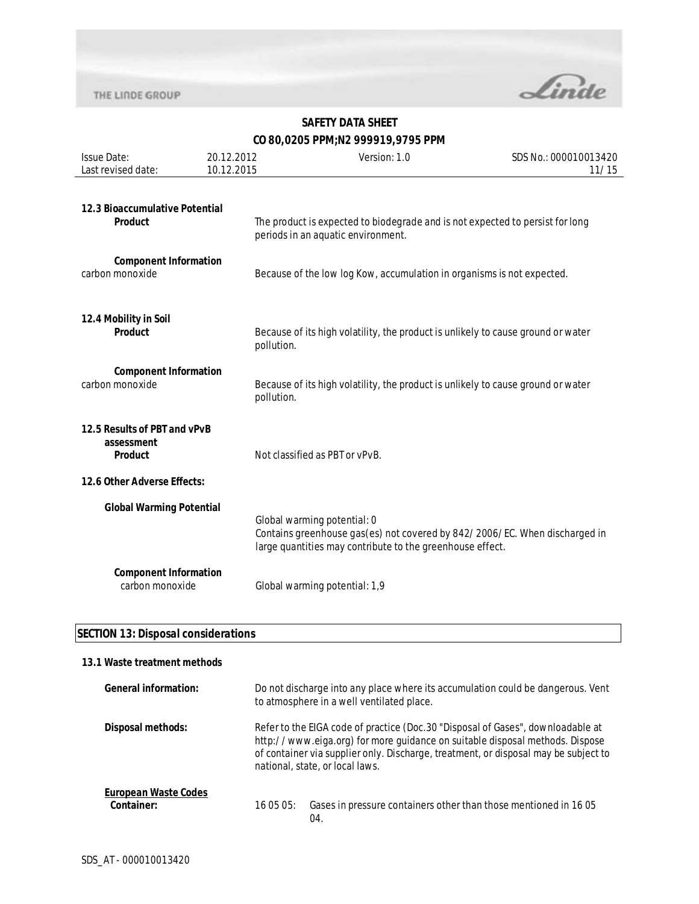### 12.3 Bioaccumulative Potential

**Product**

The product is expected to biodegrade and is not expected to persist for long periods in an aquatic environment.

**Component Information**

carbon monoxide — Because of the low log Kow, accumulation in organisms is not expected.

### 12.4 Mobility in Soil

**Product**

Because of its high volatility, the product is unlikely to cause ground or water pollution.

**Component Information**

carbon monoxide — Because of its high volatility, the product is unlikely to cause ground or water pollution.

### 12.5 Results of PBT and vPvB assessment

**Product**

Not classified as PBT or vPvB.

### 12.6 Other Adverse Effects:

**Global Warming Potential**

Global warming potential: 0
Contains greenhouse gas(es) not covered by 842/2006/EC. When discharged in large quantities may contribute to the greenhouse effect.

**Component Information**

carbon monoxide — Global warming potential: 1,9

## SECTION 13: Disposal considerations

### 13.1 Waste treatment methods

**General information:** Do not discharge into any place where its accumulation could be dangerous. Vent to atmosphere in a well ventilated place.

**Disposal methods:** Refer to the EIGA code of practice (Doc.30 "Disposal of Gases", downloadable at http://www.eiga.org) for more guidance on suitable disposal methods. Dispose of container via supplier only. Discharge, treatment, or disposal may be subject to national, state, or local laws.

**European Waste Codes**

**Container:** 16 05 05: Gases in pressure containers other than those mentioned in 16 05 04.

SDS_AT - 000010013420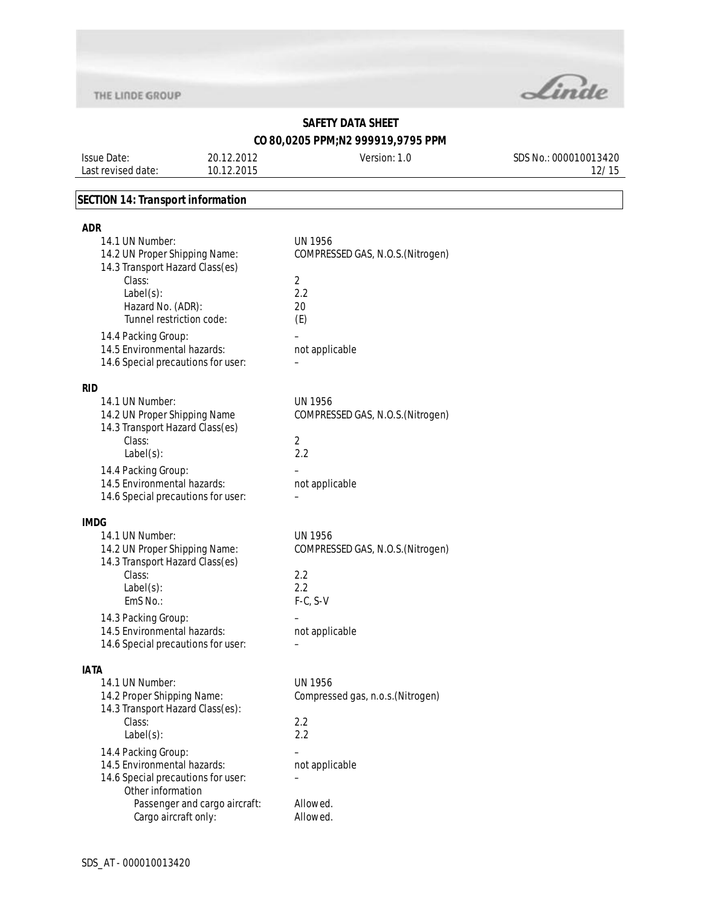## SECTION 14: Transport information

### ADR

| | |
|---|---|
| 14.1 UN Number: | UN 1956 |
| 14.2 UN Proper Shipping Name: | COMPRESSED GAS, N.O.S.(Nitrogen) |
| 14.3 Transport Hazard Class(es) | |
| Class: | 2 |
| Label(s): | 2.2 |
| Hazard No. (ADR): | 20 |
| Tunnel restriction code: | (E) |
| 14.4 Packing Group: | – |
| 14.5 Environmental hazards: | not applicable |
| 14.6 Special precautions for user: | – |

### RID

| | |
|---|---|
| 14.1 UN Number: | UN 1956 |
| 14.2 UN Proper Shipping Name | COMPRESSED GAS, N.O.S.(Nitrogen) |
| 14.3 Transport Hazard Class(es) | |
| Class: | 2 |
| Label(s): | 2.2 |
| 14.4 Packing Group: | – |
| 14.5 Environmental hazards: | not applicable |
| 14.6 Special precautions for user: | – |

### IMDG

| | |
|---|---|
| 14.1 UN Number: | UN 1956 |
| 14.2 UN Proper Shipping Name: | COMPRESSED GAS, N.O.S.(Nitrogen) |
| 14.3 Transport Hazard Class(es) | |
| Class: | 2.2 |
| Label(s): | 2.2 |
| EmS No.: | F-C, S-V |
| 14.3 Packing Group: | – |
| 14.5 Environmental hazards: | not applicable |
| 14.6 Special precautions for user: | – |

### IATA

| | |
|---|---|
| 14.1 UN Number: | UN 1956 |
| 14.2 Proper Shipping Name: | Compressed gas, n.o.s.(Nitrogen) |
| 14.3 Transport Hazard Class(es): | |
| Class: | 2.2 |
| Label(s): | 2.2 |
| 14.4 Packing Group: | – |
| 14.5 Environmental hazards: | not applicable |
| 14.6 Special precautions for user: | – |
| Other information | |
| Passenger and cargo aircraft: | Allowed. |
| Cargo aircraft only: | Allowed. |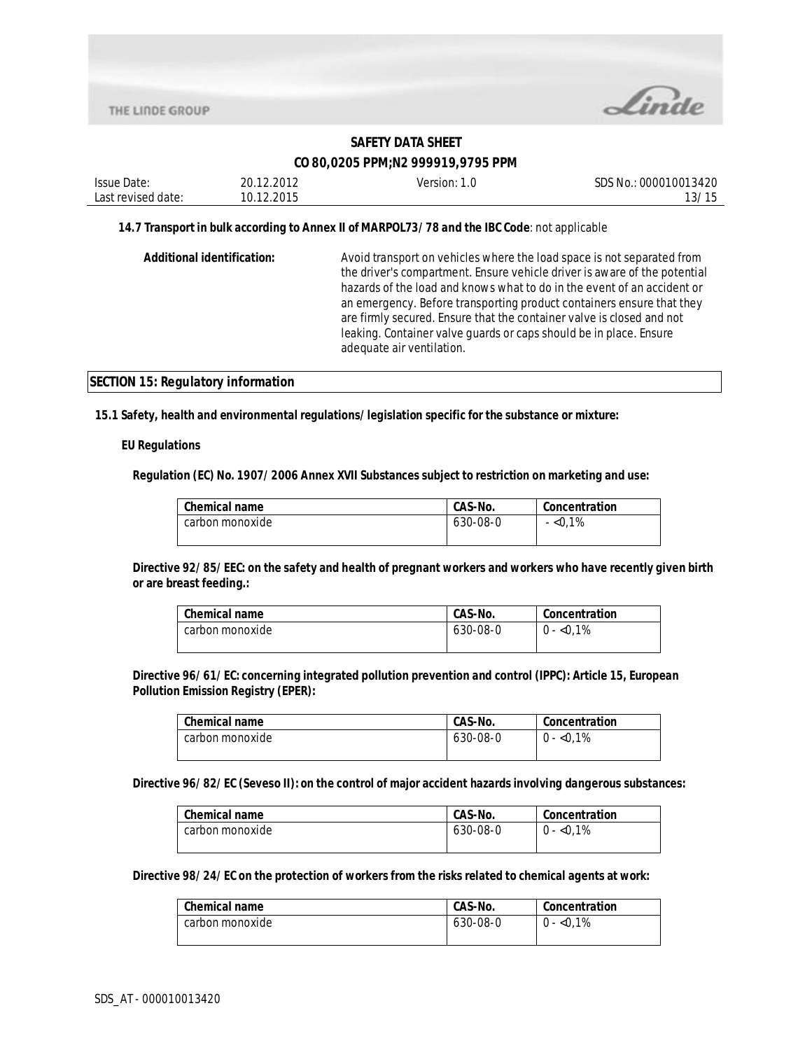**14.7 Transport in bulk according to Annex II of MARPOL73/78 and the IBC Code**: not applicable

**Additional identification:** Avoid transport on vehicles where the load space is not separated from the driver's compartment. Ensure vehicle driver is aware of the potential hazards of the load and knows what to do in the event of an accident or an emergency. Before transporting product containers ensure that they are firmly secured. Ensure that the container valve is closed and not leaking. Container valve guards or caps should be in place. Ensure adequate air ventilation.

## SECTION 15: Regulatory information

**15.1 Safety, health and environmental regulations/legislation specific for the substance or mixture:**

**EU Regulations**

**Regulation (EC) No. 1907/2006 Annex XVII Substances subject to restriction on marketing and use:**

| Chemical name | CAS-No. | Concentration |
|---|---|---|
| carbon monoxide | 630-08-0 | - <0,1% |

**Directive 92/85/EEC: on the safety and health of pregnant workers and workers who have recently given birth or are breast feeding.:**

| Chemical name | CAS-No. | Concentration |
|---|---|---|
| carbon monoxide | 630-08-0 | 0 - <0,1% |

**Directive 96/61/EC: concerning integrated pollution prevention and control (IPPC): Article 15, European Pollution Emission Registry (EPER):**

| Chemical name | CAS-No. | Concentration |
|---|---|---|
| carbon monoxide | 630-08-0 | 0 - <0,1% |

**Directive 96/82/EC (Seveso II): on the control of major accident hazards involving dangerous substances:**

| Chemical name | CAS-No. | Concentration |
|---|---|---|
| carbon monoxide | 630-08-0 | 0 - <0,1% |

**Directive 98/24/EC on the protection of workers from the risks related to chemical agents at work:**

| Chemical name | CAS-No. | Concentration |
|---|---|---|
| carbon monoxide | 630-08-0 | 0 - <0,1% |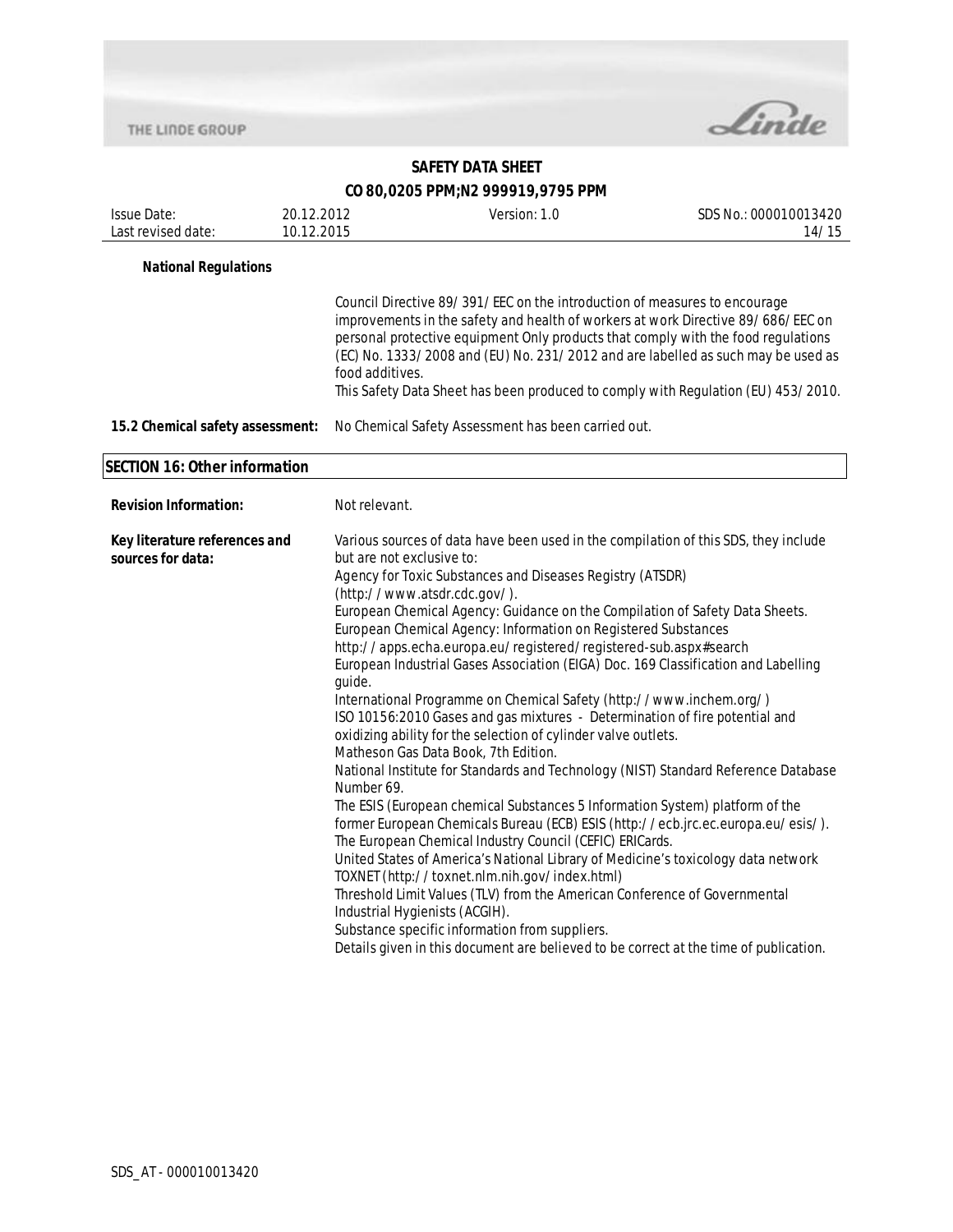**National Regulations**

Council Directive 89/391/EEC on the introduction of measures to encourage improvements in the safety and health of workers at work Directive 89/686/EEC on personal protective equipment Only products that comply with the food regulations (EC) No. 1333/2008 and (EU) No. 231/2012 and are labelled as such may be used as food additives.
This Safety Data Sheet has been produced to comply with Regulation (EU) 453/2010.

**15.2 Chemical safety assessment:** No Chemical Safety Assessment has been carried out.

## SECTION 16: Other information

**Revision Information:** Not relevant.

**Key literature references and sources for data:**

Various sources of data have been used in the compilation of this SDS, they include but are not exclusive to:
Agency for Toxic Substances and Diseases Registry (ATSDR) (http://www.atsdr.cdc.gov/).
European Chemical Agency: Guidance on the Compilation of Safety Data Sheets.
European Chemical Agency: Information on Registered Substances http://apps.echa.europa.eu/registered/registered-sub.aspx#search
European Industrial Gases Association (EIGA) Doc. 169 Classification and Labelling guide.
International Programme on Chemical Safety (http://www.inchem.org/)
ISO 10156:2010 Gases and gas mixtures - Determination of fire potential and oxidizing ability for the selection of cylinder valve outlets.
Matheson Gas Data Book, 7th Edition.
National Institute for Standards and Technology (NIST) Standard Reference Database Number 69.
The ESIS (European chemical Substances 5 Information System) platform of the former European Chemicals Bureau (ECB) ESIS (http://ecb.jrc.ec.europa.eu/esis/).
The European Chemical Industry Council (CEFIC) ERICards.
United States of America's National Library of Medicine's toxicology data network TOXNET (http://toxnet.nlm.nih.gov/index.html)
Threshold Limit Values (TLV) from the American Conference of Governmental Industrial Hygienists (ACGIH).
Substance specific information from suppliers.
Details given in this document are believed to be correct at the time of publication.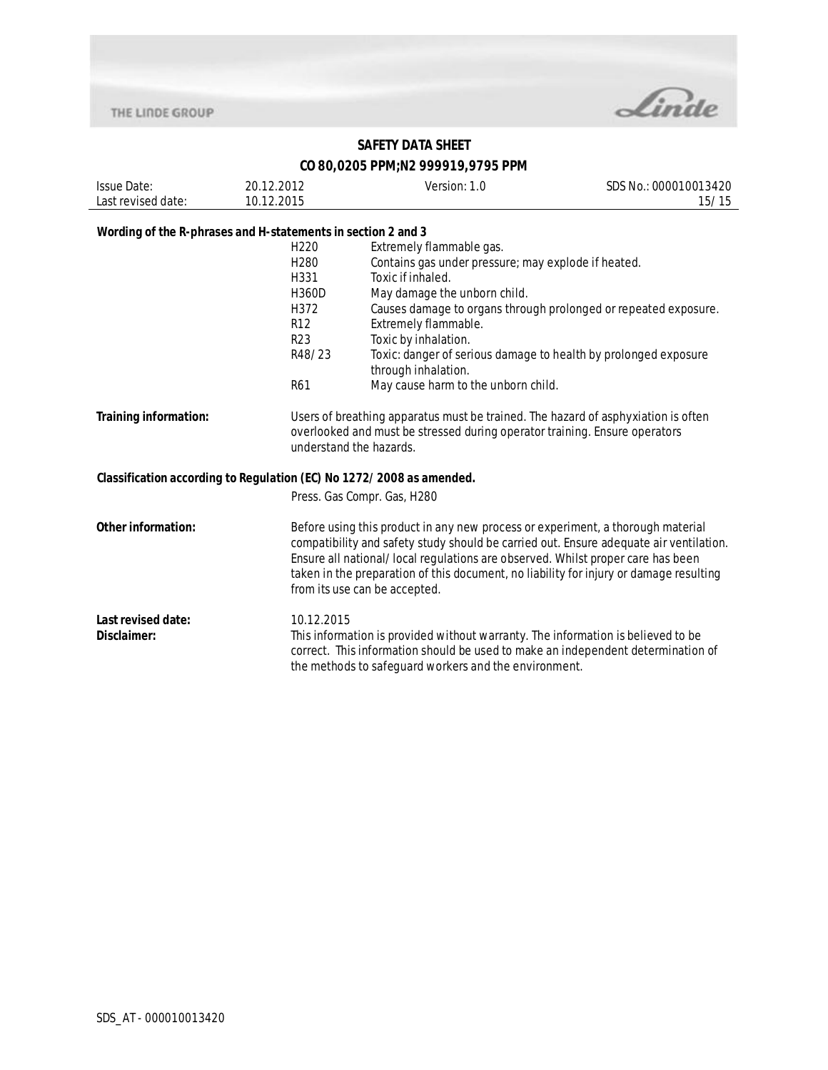**Wording of the R-phrases and H-statements in section 2 and 3**

| | |
|---|---|
| H220 | Extremely flammable gas. |
| H280 | Contains gas under pressure; may explode if heated. |
| H331 | Toxic if inhaled. |
| H360D | May damage the unborn child. |
| H372 | Causes damage to organs through prolonged or repeated exposure. |
| R12 | Extremely flammable. |
| R23 | Toxic by inhalation. |
| R48/23 | Toxic: danger of serious damage to health by prolonged exposure through inhalation. |
| R61 | May cause harm to the unborn child. |

**Training information:** Users of breathing apparatus must be trained. The hazard of asphyxiation is often overlooked and must be stressed during operator training. Ensure operators understand the hazards.

**Classification according to Regulation (EC) No 1272/2008 as amended.**

Press. Gas Compr. Gas, H280

**Other information:** Before using this product in any new process or experiment, a thorough material compatibility and safety study should be carried out. Ensure adequate air ventilation. Ensure all national/local regulations are observed. Whilst proper care has been taken in the preparation of this document, no liability for injury or damage resulting from its use can be accepted.

**Last revised date:** 10.12.2015

**Disclaimer:** This information is provided without warranty. The information is believed to be correct. This information should be used to make an independent determination of the methods to safeguard workers and the environment.